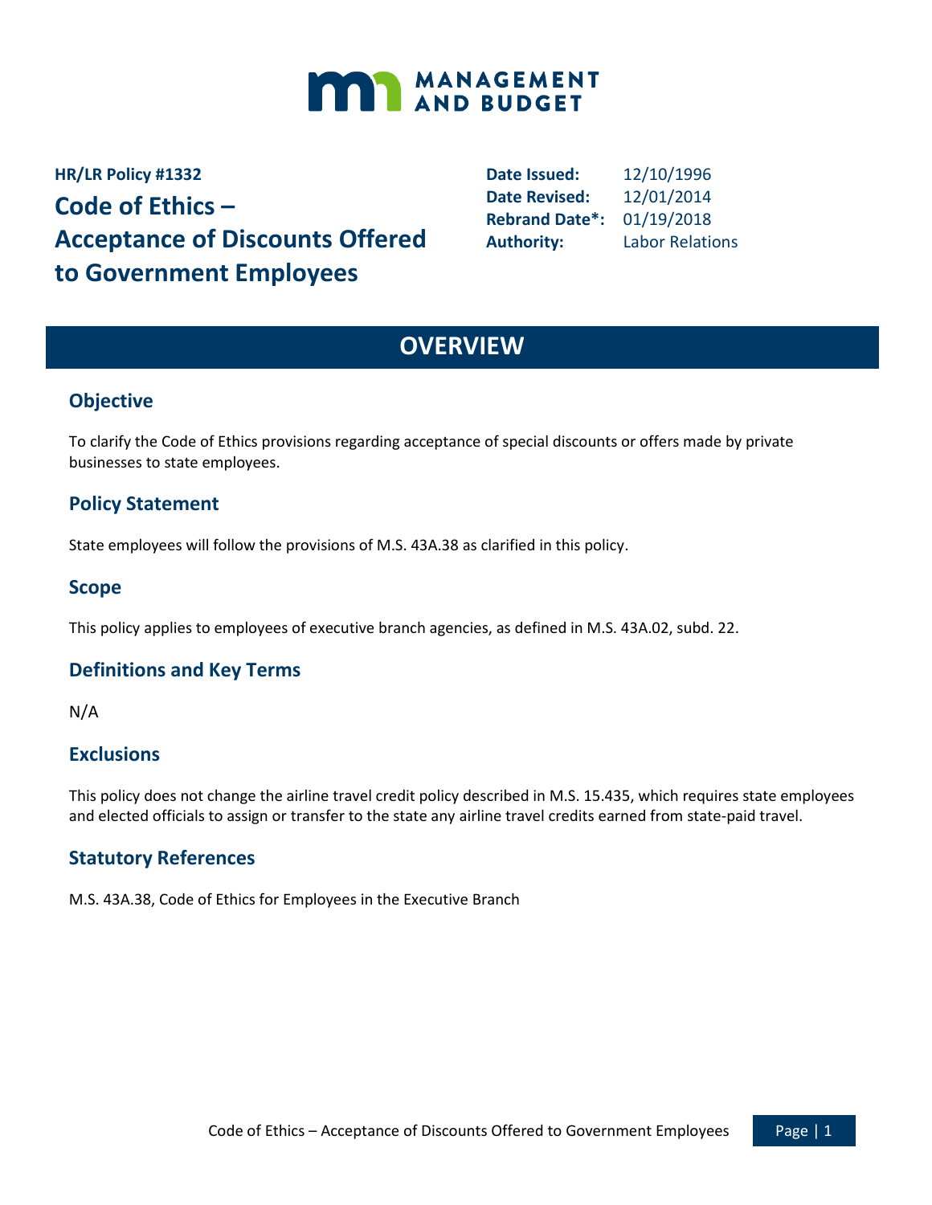MANAGEMENT AND BUDGET

**HR/LR Policy #1332**

# Code of Ethics – Acceptance of Discounts Offered to Government Employees

**Date Issued:** 12/10/1996
**Date Revised:** 12/01/2014
**Rebrand Date*:** 01/19/2018
**Authority:** Labor Relations

# OVERVIEW

## Objective

To clarify the Code of Ethics provisions regarding acceptance of special discounts or offers made by private businesses to state employees.

## Policy Statement

State employees will follow the provisions of M.S. 43A.38 as clarified in this policy.

## Scope

This policy applies to employees of executive branch agencies, as defined in M.S. 43A.02, subd. 22.

## Definitions and Key Terms

N/A

## Exclusions

This policy does not change the airline travel credit policy described in M.S. 15.435, which requires state employees and elected officials to assign or transfer to the state any airline travel credits earned from state-paid travel.

## Statutory References

M.S. 43A.38, Code of Ethics for Employees in the Executive Branch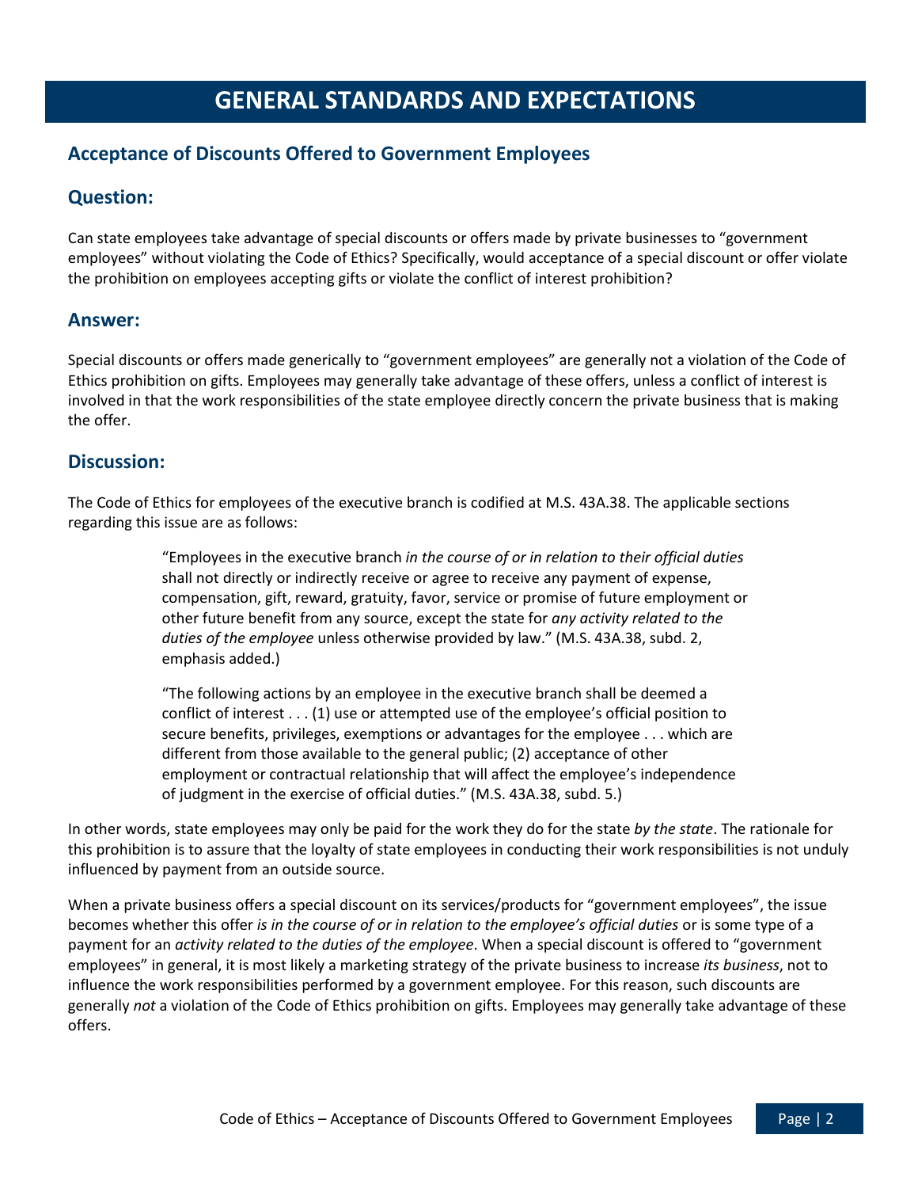# GENERAL STANDARDS AND EXPECTATIONS

## Acceptance of Discounts Offered to Government Employees

## Question:

Can state employees take advantage of special discounts or offers made by private businesses to "government employees" without violating the Code of Ethics? Specifically, would acceptance of a special discount or offer violate the prohibition on employees accepting gifts or violate the conflict of interest prohibition?

## Answer:

Special discounts or offers made generically to "government employees" are generally not a violation of the Code of Ethics prohibition on gifts. Employees may generally take advantage of these offers, unless a conflict of interest is involved in that the work responsibilities of the state employee directly concern the private business that is making the offer.

## Discussion:

The Code of Ethics for employees of the executive branch is codified at M.S. 43A.38. The applicable sections regarding this issue are as follows:

> "Employees in the executive branch *in the course of or in relation to their official duties* shall not directly or indirectly receive or agree to receive any payment of expense, compensation, gift, reward, gratuity, favor, service or promise of future employment or other future benefit from any source, except the state for *any activity related to the duties of the employee* unless otherwise provided by law." (M.S. 43A.38, subd. 2, emphasis added.)
>
> "The following actions by an employee in the executive branch shall be deemed a conflict of interest . . . (1) use or attempted use of the employee's official position to secure benefits, privileges, exemptions or advantages for the employee . . . which are different from those available to the general public; (2) acceptance of other employment or contractual relationship that will affect the employee's independence of judgment in the exercise of official duties." (M.S. 43A.38, subd. 5.)

In other words, state employees may only be paid for the work they do for the state *by the state*. The rationale for this prohibition is to assure that the loyalty of state employees in conducting their work responsibilities is not unduly influenced by payment from an outside source.

When a private business offers a special discount on its services/products for "government employees", the issue becomes whether this offer *is in the course of or in relation to the employee's official duties* or is some type of a payment for an *activity related to the duties of the employee*. When a special discount is offered to "government employees" in general, it is most likely a marketing strategy of the private business to increase *its business*, not to influence the work responsibilities performed by a government employee. For this reason, such discounts are generally *not* a violation of the Code of Ethics prohibition on gifts. Employees may generally take advantage of these offers.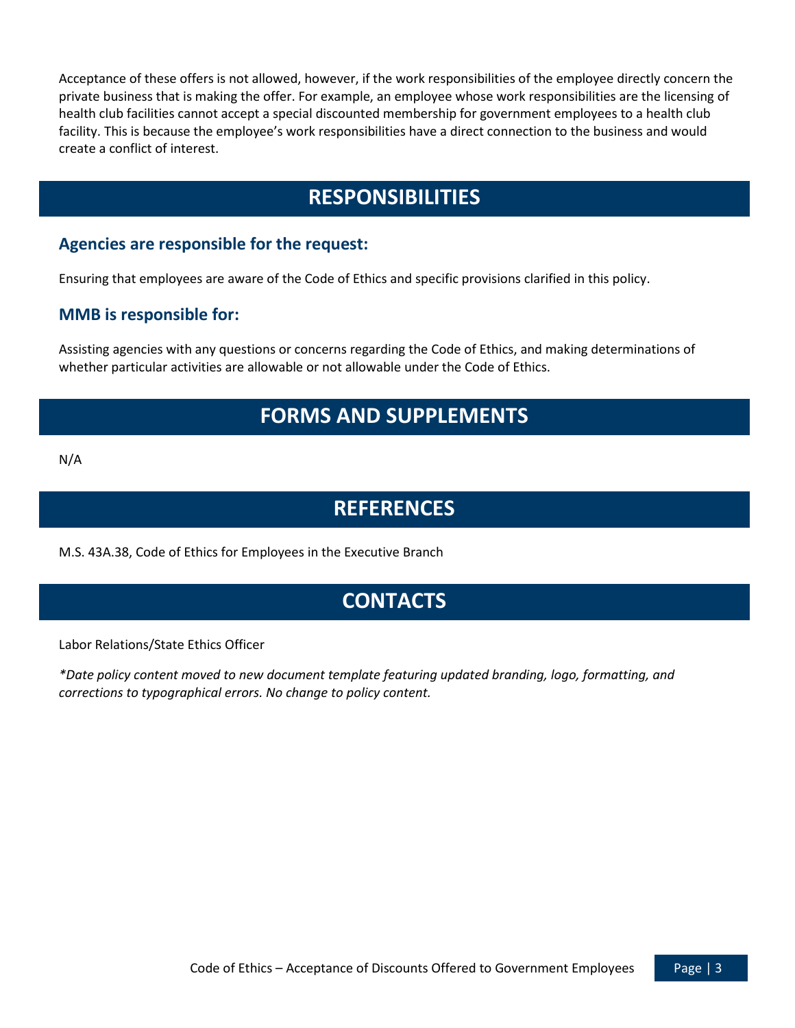Acceptance of these offers is not allowed, however, if the work responsibilities of the employee directly concern the private business that is making the offer. For example, an employee whose work responsibilities are the licensing of health club facilities cannot accept a special discounted membership for government employees to a health club facility. This is because the employee's work responsibilities have a direct connection to the business and would create a conflict of interest.

## RESPONSIBILITIES

### Agencies are responsible for the request:

Ensuring that employees are aware of the Code of Ethics and specific provisions clarified in this policy.

### MMB is responsible for:

Assisting agencies with any questions or concerns regarding the Code of Ethics, and making determinations of whether particular activities are allowable or not allowable under the Code of Ethics.

## FORMS AND SUPPLEMENTS

N/A

## REFERENCES

M.S. 43A.38, Code of Ethics for Employees in the Executive Branch

## CONTACTS

Labor Relations/State Ethics Officer

*\*Date policy content moved to new document template featuring updated branding, logo, formatting, and corrections to typographical errors. No change to policy content.*